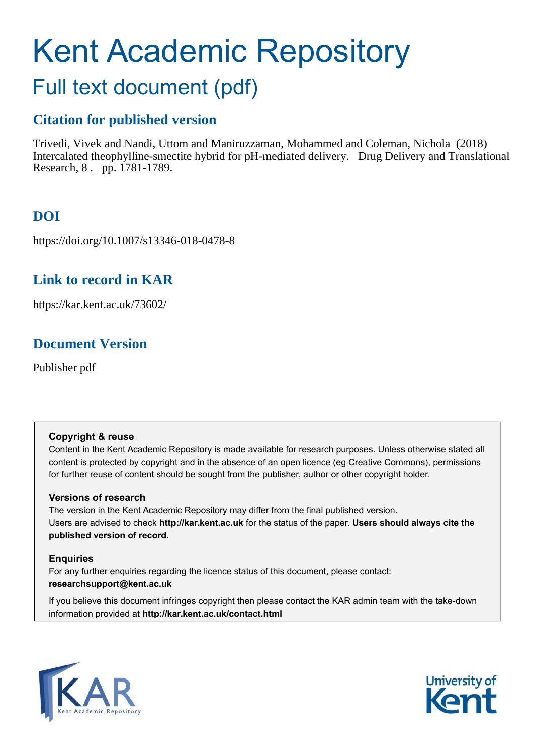# Kent Academic Repository

## Full text document (pdf)

### Citation for published version

Trivedi, Vivek and Nandi, Uttom and Maniruzzaman, Mohammed and Coleman, Nichola (2018) Intercalated theophylline-smectite hybrid for pH-mediated delivery. Drug Delivery and Translational Research, 8 . pp. 1781-1789.

### DOI

https://doi.org/10.1007/s13346-018-0478-8

### Link to record in KAR

https://kar.kent.ac.uk/73602/

### Document Version

Publisher pdf

**Copyright & reuse**

Content in the Kent Academic Repository is made available for research purposes. Unless otherwise stated all content is protected by copyright and in the absence of an open licence (eg Creative Commons), permissions for further reuse of content should be sought from the publisher, author or other copyright holder.

**Versions of research**

The version in the Kent Academic Repository may differ from the final published version.
Users are advised to check **http://kar.kent.ac.uk** for the status of the paper. **Users should always cite the published version of record.**

**Enquiries**

For any further enquiries regarding the licence status of this document, please contact:
**researchsupport@kent.ac.uk**

If you believe this document infringes copyright then please contact the KAR admin team with the take-down information provided at **http://kar.kent.ac.uk/contact.html**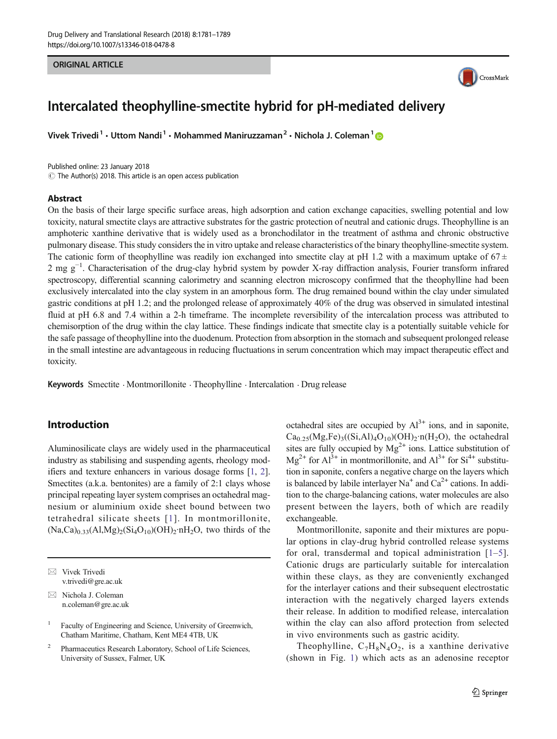## ORIGINAL ARTICLE

# Intercalated theophylline-smectite hybrid for pH-mediated delivery

Vivek Trivedi [1] · Uttom Nandi [1] · Mohammed Maniruzzaman [2] · Nichola J. Coleman [1]

Published online: 23 January 2018
© The Author(s) 2018. This article is an open access publication

### Abstract

On the basis of their large specific surface areas, high adsorption and cation exchange capacities, swelling potential and low toxicity, natural smectite clays are attractive substrates for the gastric protection of neutral and cationic drugs. Theophylline is an amphoteric xanthine derivative that is widely used as a bronchodilator in the treatment of asthma and chronic obstructive pulmonary disease. This study considers the in vitro uptake and release characteristics of the binary theophylline-smectite system. The cationic form of theophylline was readily ion exchanged into smectite clay at pH 1.2 with a maximum uptake of $67 \pm 2$ mg $g^{-1}$. Characterisation of the drug-clay hybrid system by powder X-ray diffraction analysis, Fourier transform infrared spectroscopy, differential scanning calorimetry and scanning electron microscopy confirmed that the theophylline had been exclusively intercalated into the clay system in an amorphous form. The drug remained bound within the clay under simulated gastric conditions at pH 1.2; and the prolonged release of approximately 40% of the drug was observed in simulated intestinal fluid at pH 6.8 and 7.4 within a 2-h timeframe. The incomplete reversibility of the intercalation process was attributed to chemisorption of the drug within the clay lattice. These findings indicate that smectite clay is a potentially suitable vehicle for the safe passage of theophylline into the duodenum. Protection from absorption in the stomach and subsequent prolonged release in the small intestine are advantageous in reducing fluctuations in serum concentration which may impact therapeutic effect and toxicity.

**Keywords** Smectite · Montmorillonite · Theophylline · Intercalation · Drug release

## Introduction

Aluminosilicate clays are widely used in the pharmaceutical industry as stabilising and suspending agents, rheology modifiers and texture enhancers in various dosage forms [1, 2]. Smectites (a.k.a. bentonites) are a family of 2:1 clays whose principal repeating layer system comprises an octahedral magnesium or aluminium oxide sheet bound between two tetrahedral silicate sheets [1]. In montmorillonite, $(Na,Ca)_{0.33}(Al,Mg)_2(Si_4O_{10})(OH)_2{\cdot}nH_2O$, two thirds of the octahedral sites are occupied by $Al^{3+}$ ions, and in saponite, $Ca_{0.25}(Mg,Fe)_3((Si,Al)_4O_{10})(OH)_2{\cdot}n(H_2O)$, the octahedral sites are fully occupied by $Mg^{2+}$ ions. Lattice substitution of $Mg^{2+}$ for $Al^{3+}$ in montmorillonite, and $Al^{3+}$ for $Si^{4+}$ substitution in saponite, confers a negative charge on the layers which is balanced by labile interlayer $Na^+$ and $Ca^{2+}$ cations. In addition to the charge-balancing cations, water molecules are also present between the layers, both of which are readily exchangeable.

Montmorillonite, saponite and their mixtures are popular options in clay-drug hybrid controlled release systems for oral, transdermal and topical administration [1–5]. Cationic drugs are particularly suitable for intercalation within these clays, as they are conveniently exchanged for the interlayer cations and their subsequent electrostatic interaction with the negatively charged layers extends their release. In addition to modified release, intercalation within the clay can also afford protection from selected in vivo environments such as gastric acidity.

Theophylline, $C_7H_8N_4O_2$, is a xanthine derivative (shown in Fig. 1) which acts as an adenosine receptor

---

✉ Vivek Trivedi
v.trivedi@gre.ac.uk

✉ Nichola J. Coleman
n.coleman@gre.ac.uk

[1] Faculty of Engineering and Science, University of Greenwich, Chatham Maritime, Chatham, Kent ME4 4TB, UK

[2] Pharmaceutics Research Laboratory, School of Life Sciences, University of Sussex, Falmer, UK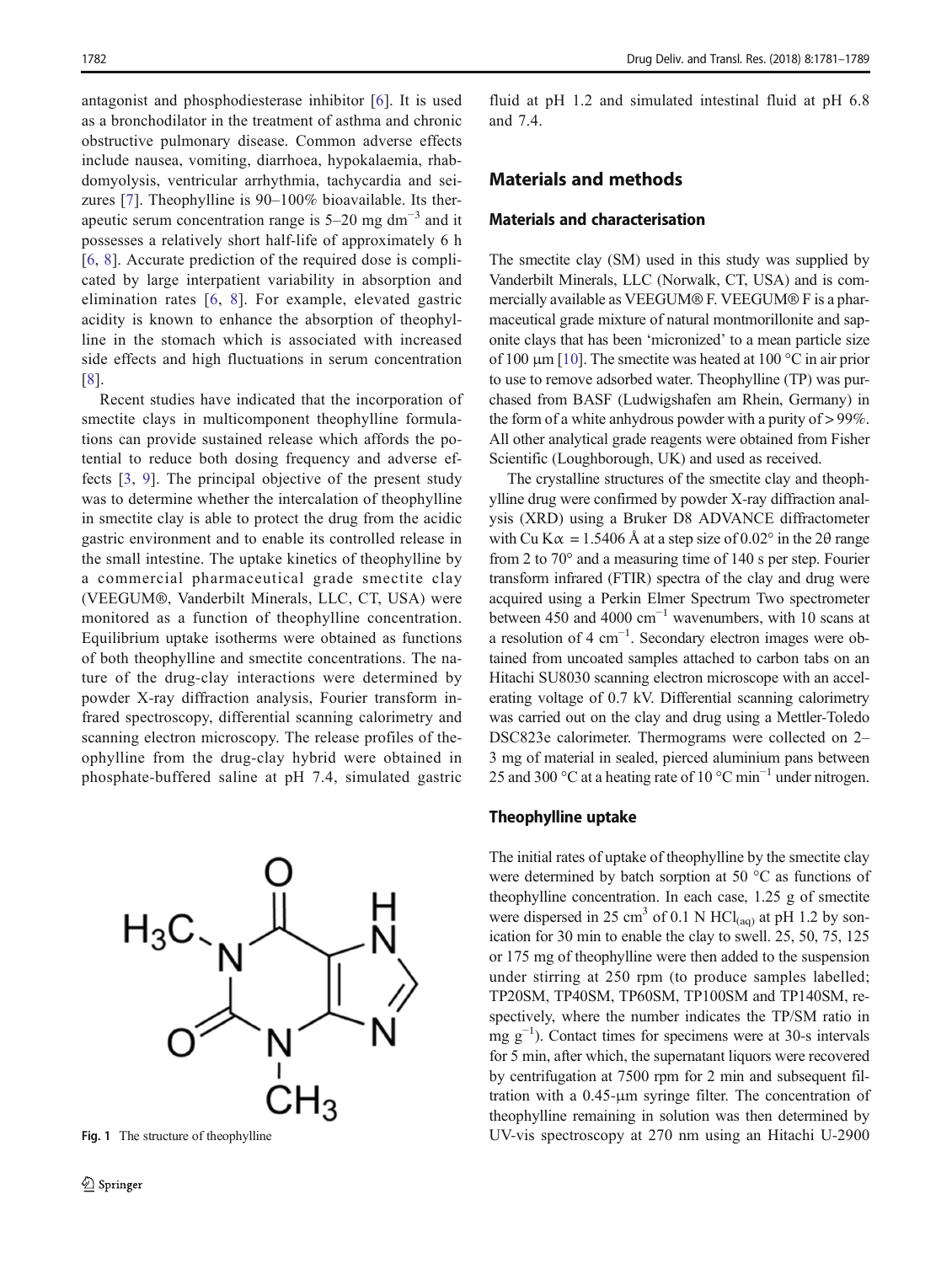antagonist and phosphodiesterase inhibitor [6]. It is used as a bronchodilator in the treatment of asthma and chronic obstructive pulmonary disease. Common adverse effects include nausea, vomiting, diarrhoea, hypokalaemia, rhabdomyolysis, ventricular arrhythmia, tachycardia and seizures [7]. Theophylline is 90–100% bioavailable. Its therapeutic serum concentration range is 5–20 mg $dm^{-3}$ and it possesses a relatively short half-life of approximately 6 h [6, 8]. Accurate prediction of the required dose is complicated by large interpatient variability in absorption and elimination rates [6, 8]. For example, elevated gastric acidity is known to enhance the absorption of theophylline in the stomach which is associated with increased side effects and high fluctuations in serum concentration [8].

Recent studies have indicated that the incorporation of smectite clays in multicomponent theophylline formulations can provide sustained release which affords the potential to reduce both dosing frequency and adverse effects [3, 9]. The principal objective of the present study was to determine whether the intercalation of theophylline in smectite clay is able to protect the drug from the acidic gastric environment and to enable its controlled release in the small intestine. The uptake kinetics of theophylline by a commercial pharmaceutical grade smectite clay (VEEGUM®, Vanderbilt Minerals, LLC, CT, USA) were monitored as a function of theophylline concentration. Equilibrium uptake isotherms were obtained as functions of both theophylline and smectite concentrations. The nature of the drug-clay interactions were determined by powder X-ray diffraction analysis, Fourier transform infrared spectroscopy, differential scanning calorimetry and scanning electron microscopy. The release profiles of theophylline from the drug-clay hybrid were obtained in phosphate-buffered saline at pH 7.4, simulated gastric fluid at pH 1.2 and simulated intestinal fluid at pH 6.8 and 7.4.

Fig. 1 The structure of theophylline

## Materials and methods

### Materials and characterisation

The smectite clay (SM) used in this study was supplied by Vanderbilt Minerals, LLC (Norwalk, CT, USA) and is commercially available as VEEGUM® F. VEEGUM® F is a pharmaceutical grade mixture of natural montmorillonite and saponite clays that has been 'micronized' to a mean particle size of 100 μm [10]. The smectite was heated at 100 °C in air prior to use to remove adsorbed water. Theophylline (TP) was purchased from BASF (Ludwigshafen am Rhein, Germany) in the form of a white anhydrous powder with a purity of > 99%. All other analytical grade reagents were obtained from Fisher Scientific (Loughborough, UK) and used as received.

The crystalline structures of the smectite clay and theophylline drug were confirmed by powder X-ray diffraction analysis (XRD) using a Bruker D8 ADVANCE diffractometer with Cu K$\alpha$ = 1.5406 Å at a step size of 0.02° in the 2θ range from 2 to 70° and a measuring time of 140 s per step. Fourier transform infrared (FTIR) spectra of the clay and drug were acquired using a Perkin Elmer Spectrum Two spectrometer between 450 and 4000 $cm^{-1}$ wavenumbers, with 10 scans at a resolution of 4 $cm^{-1}$. Secondary electron images were obtained from uncoated samples attached to carbon tabs on an Hitachi SU8030 scanning electron microscope with an accelerating voltage of 0.7 kV. Differential scanning calorimetry was carried out on the clay and drug using a Mettler-Toledo DSC823e calorimeter. Thermograms were collected on 2–3 mg of material in sealed, pierced aluminium pans between 25 and 300 °C at a heating rate of 10 °C $min^{-1}$ under nitrogen.

### Theophylline uptake

The initial rates of uptake of theophylline by the smectite clay were determined by batch sorption at 50 °C as functions of theophylline concentration. In each case, 1.25 g of smectite were dispersed in 25 $cm^3$ of 0.1 N $HCl_{(aq)}$ at pH 1.2 by sonication for 30 min to enable the clay to swell. 25, 50, 75, 125 or 175 mg of theophylline were then added to the suspension under stirring at 250 rpm (to produce samples labelled; TP20SM, TP40SM, TP60SM, TP100SM and TP140SM, respectively, where the number indicates the TP/SM ratio in mg $g^{-1}$). Contact times for specimens were at 30-s intervals for 5 min, after which, the supernatant liquors were recovered by centrifugation at 7500 rpm for 2 min and subsequent filtration with a 0.45-μm syringe filter. The concentration of theophylline remaining in solution was then determined by UV-vis spectroscopy at 270 nm using an Hitachi U-2900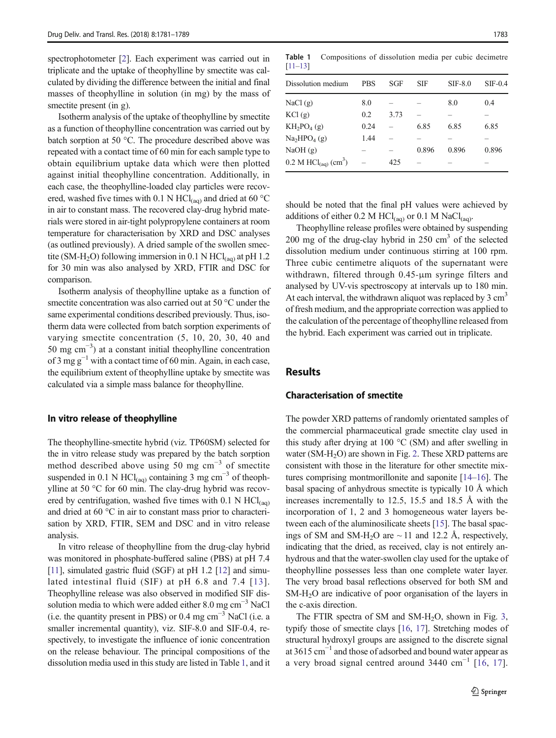spectrophotometer [2]. Each experiment was carried out in triplicate and the uptake of theophylline by smectite was calculated by dividing the difference between the initial and final masses of theophylline in solution (in mg) by the mass of smectite present (in g).

Isotherm analysis of the uptake of theophylline by smectite as a function of theophylline concentration was carried out by batch sorption at 50 °C. The procedure described above was repeated with a contact time of 60 min for each sample type to obtain equilibrium uptake data which were then plotted against initial theophylline concentration. Additionally, in each case, the theophylline-loaded clay particles were recovered, washed five times with 0.1 N $HCl_{(aq)}$ and dried at 60 °C in air to constant mass. The recovered clay-drug hybrid materials were stored in air-tight polypropylene containers at room temperature for characterisation by XRD and DSC analyses (as outlined previously). A dried sample of the swollen smectite (SM-$H_2O$) following immersion in 0.1 N $HCl_{(aq)}$ at pH 1.2 for 30 min was also analysed by XRD, FTIR and DSC for comparison.

Isotherm analysis of theophylline uptake as a function of smectite concentration was also carried out at 50 °C under the same experimental conditions described previously. Thus, isotherm data were collected from batch sorption experiments of varying smectite concentration (5, 10, 20, 30, 40 and 50 mg $cm^{-3}$) at a constant initial theophylline concentration of 3 mg $g^{-1}$ with a contact time of 60 min. Again, in each case, the equilibrium extent of theophylline uptake by smectite was calculated via a simple mass balance for theophylline.

### In vitro release of theophylline

The theophylline-smectite hybrid (viz. TP60SM) selected for the in vitro release study was prepared by the batch sorption method described above using 50 mg $cm^{-3}$ of smectite suspended in 0.1 N $HCl_{(aq)}$ containing 3 mg $cm^{-3}$ of theophylline at 50 °C for 60 min. The clay-drug hybrid was recovered by centrifugation, washed five times with 0.1 N $HCl_{(aq)}$ and dried at 60 °C in air to constant mass prior to characterisation by XRD, FTIR, SEM and DSC and in vitro release analysis.

In vitro release of theophylline from the drug-clay hybrid was monitored in phosphate-buffered saline (PBS) at pH 7.4 [11], simulated gastric fluid (SGF) at pH 1.2 [12] and simulated intestinal fluid (SIF) at pH 6.8 and 7.4 [13]. Theophylline release was also observed in modified SIF dissolution media to which were added either 8.0 mg $cm^{-3}$ NaCl (i.e. the quantity present in PBS) or 0.4 mg $cm^{-3}$ NaCl (i.e. a smaller incremental quantity), viz. SIF-8.0 and SIF-0.4, respectively, to investigate the influence of ionic concentration on the release behaviour. The principal compositions of the dissolution media used in this study are listed in Table 1, and it should be noted that the final pH values were achieved by additions of either 0.2 M $HCl_{(aq)}$ or 0.1 M $NaCl_{(aq)}$.

**Table 1** Compositions of dissolution media per cubic decimetre [11–13]

| Dissolution medium | PBS | SGF | SIF | SIF-8.0 | SIF-0.4 |
|---|---|---|---|---|---|
| NaCl (g) | 8.0 | – | – | 8.0 | 0.4 |
| KCl (g) | 0.2 | 3.73 | – | – | – |
| $KH_2PO_4$ (g) | 0.24 | – | 6.85 | 6.85 | 6.85 |
| $Na_2HPO_4$ (g) | 1.44 | – | – | – | – |
| NaOH (g) | – | – | 0.896 | 0.896 | 0.896 |
| 0.2 M $HCl_{(aq)}$ ($cm^3$) | – | 425 | – | – | – |

Theophylline release profiles were obtained by suspending 200 mg of the drug-clay hybrid in 250 $cm^3$ of the selected dissolution medium under continuous stirring at 100 rpm. Three cubic centimetre aliquots of the supernatant were withdrawn, filtered through 0.45-μm syringe filters and analysed by UV-vis spectroscopy at intervals up to 180 min. At each interval, the withdrawn aliquot was replaced by 3 $cm^3$ of fresh medium, and the appropriate correction was applied to the calculation of the percentage of theophylline released from the hybrid. Each experiment was carried out in triplicate.

## Results

### Characterisation of smectite

The powder XRD patterns of randomly orientated samples of the commercial pharmaceutical grade smectite clay used in this study after drying at 100 °C (SM) and after swelling in water (SM-$H_2O$) are shown in Fig. 2. These XRD patterns are consistent with those in the literature for other smectite mixtures comprising montmorillonite and saponite [14–16]. The basal spacing of anhydrous smectite is typically 10 Å which increases incrementally to 12.5, 15.5 and 18.5 Å with the incorporation of 1, 2 and 3 homogeneous water layers between each of the aluminosilicate sheets [15]. The basal spacings of SM and SM-$H_2O$ are ~ 11 and 12.2 Å, respectively, indicating that the dried, as received, clay is not entirely anhydrous and that the water-swollen clay used for the uptake of theophylline possesses less than one complete water layer. The very broad basal reflections observed for both SM and SM-$H_2O$ are indicative of poor organisation of the layers in the c-axis direction.

The FTIR spectra of SM and SM-$H_2O$, shown in Fig. 3, typify those of smectite clays [16, 17]. Stretching modes of structural hydroxyl groups are assigned to the discrete signal at 3615 $cm^{-1}$ and those of adsorbed and bound water appear as a very broad signal centred around 3440 $cm^{-1}$ [16, 17].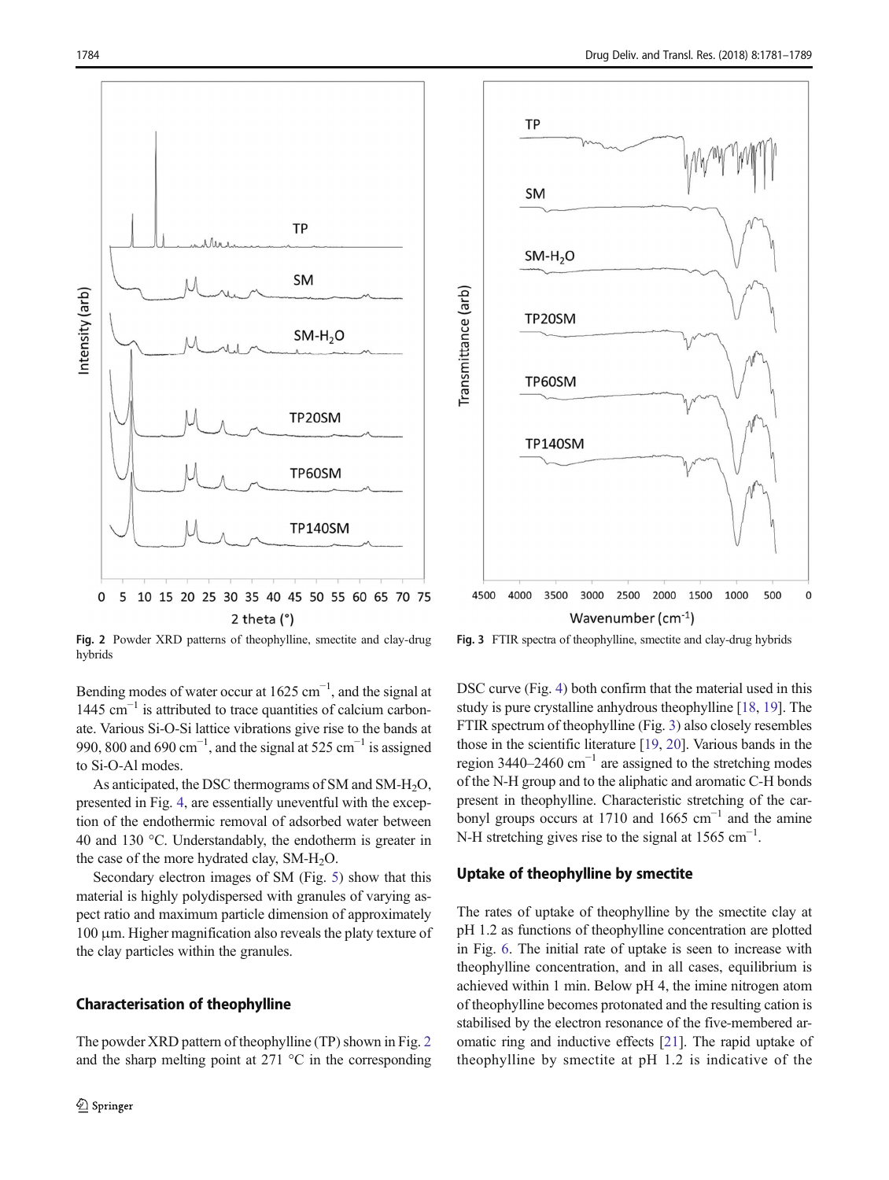Fig. 2 Powder XRD patterns of theophylline, smectite and clay-drug hybrids

Fig. 3 FTIR spectra of theophylline, smectite and clay-drug hybrids

Bending modes of water occur at 1625 $cm^{-1}$, and the signal at 1445 $cm^{-1}$ is attributed to trace quantities of calcium carbonate. Various Si-O-Si lattice vibrations give rise to the bands at 990, 800 and 690 $cm^{-1}$, and the signal at 525 $cm^{-1}$ is assigned to Si-O-Al modes.

As anticipated, the DSC thermograms of SM and SM-$H_2O$, presented in Fig. 4, are essentially uneventful with the exception of the endothermic removal of adsorbed water between 40 and 130 °C. Understandably, the endotherm is greater in the case of the more hydrated clay, SM-$H_2O$.

Secondary electron images of SM (Fig. 5) show that this material is highly polydispersed with granules of varying aspect ratio and maximum particle dimension of approximately 100 μm. Higher magnification also reveals the platy texture of the clay particles within the granules.

### Characterisation of theophylline

The powder XRD pattern of theophylline (TP) shown in Fig. 2 and the sharp melting point at 271 °C in the corresponding DSC curve (Fig. 4) both confirm that the material used in this study is pure crystalline anhydrous theophylline [18, 19]. The FTIR spectrum of theophylline (Fig. 3) also closely resembles those in the scientific literature [19, 20]. Various bands in the region 3440–2460 $cm^{-1}$ are assigned to the stretching modes of the N-H group and to the aliphatic and aromatic C-H bonds present in theophylline. Characteristic stretching of the carbonyl groups occurs at 1710 and 1665 $cm^{-1}$ and the amine N-H stretching gives rise to the signal at 1565 $cm^{-1}$.

### Uptake of theophylline by smectite

The rates of uptake of theophylline by the smectite clay at pH 1.2 as functions of theophylline concentration are plotted in Fig. 6. The initial rate of uptake is seen to increase with theophylline concentration, and in all cases, equilibrium is achieved within 1 min. Below pH 4, the imine nitrogen atom of theophylline becomes protonated and the resulting cation is stabilised by the electron resonance of the five-membered aromatic ring and inductive effects [21]. The rapid uptake of theophylline by smectite at pH 1.2 is indicative of the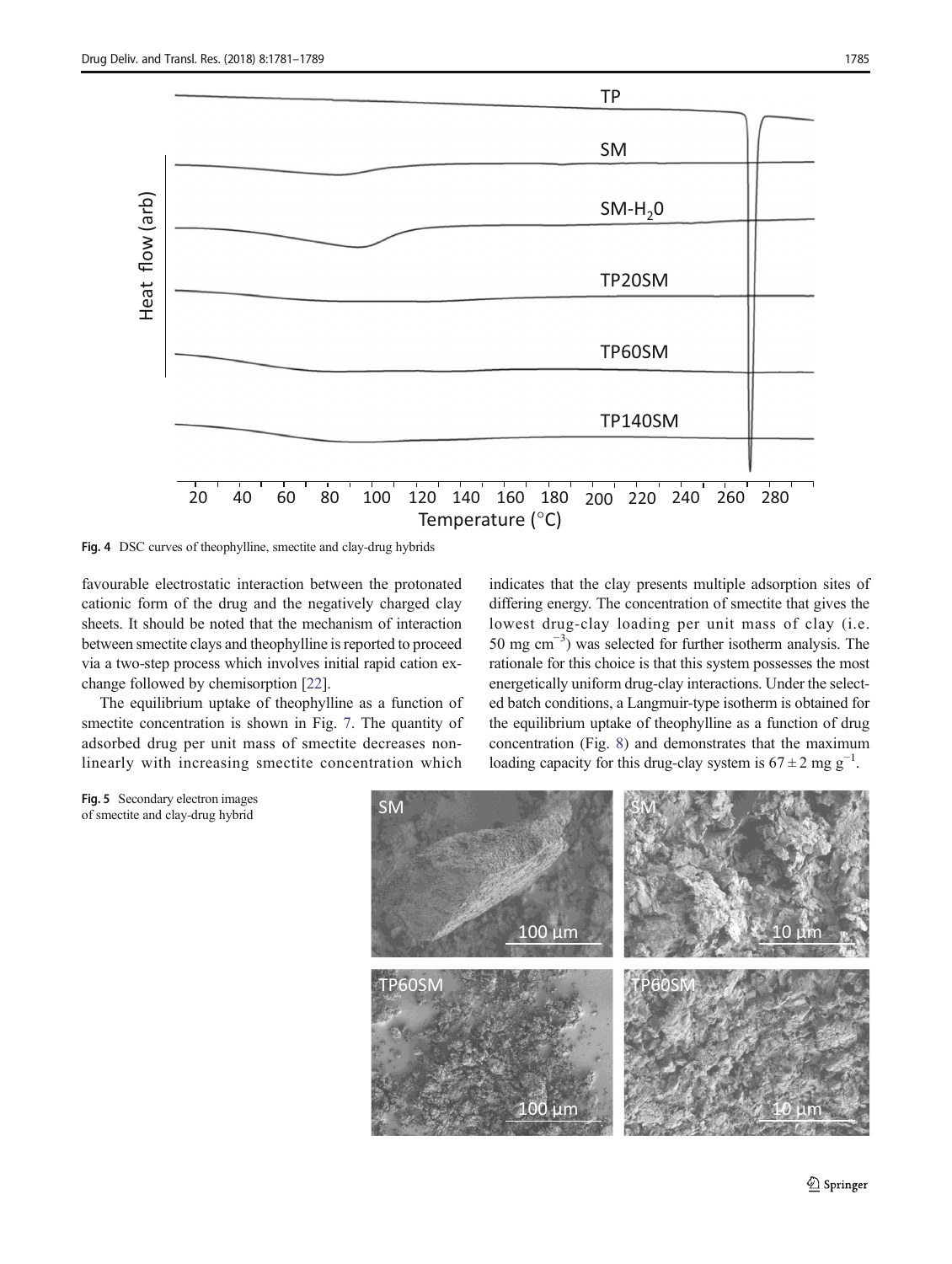Fig. 4 DSC curves of theophylline, smectite and clay-drug hybrids

favourable electrostatic interaction between the protonated cationic form of the drug and the negatively charged clay sheets. It should be noted that the mechanism of interaction between smectite clays and theophylline is reported to proceed via a two-step process which involves initial rapid cation exchange followed by chemisorption [22].

The equilibrium uptake of theophylline as a function of smectite concentration is shown in Fig. 7. The quantity of adsorbed drug per unit mass of smectite decreases non-linearly with increasing smectite concentration which indicates that the clay presents multiple adsorption sites of differing energy. The concentration of smectite that gives the lowest drug-clay loading per unit mass of clay (i.e. 50 mg $cm^{-3}$) was selected for further isotherm analysis. The rationale for this choice is that this system possesses the most energetically uniform drug-clay interactions. Under the selected batch conditions, a Langmuir-type isotherm is obtained for the equilibrium uptake of theophylline as a function of drug concentration (Fig. 8) and demonstrates that the maximum loading capacity for this drug-clay system is $67 \pm 2$ mg $g^{-1}$.

Fig. 5 Secondary electron images of smectite and clay-drug hybrid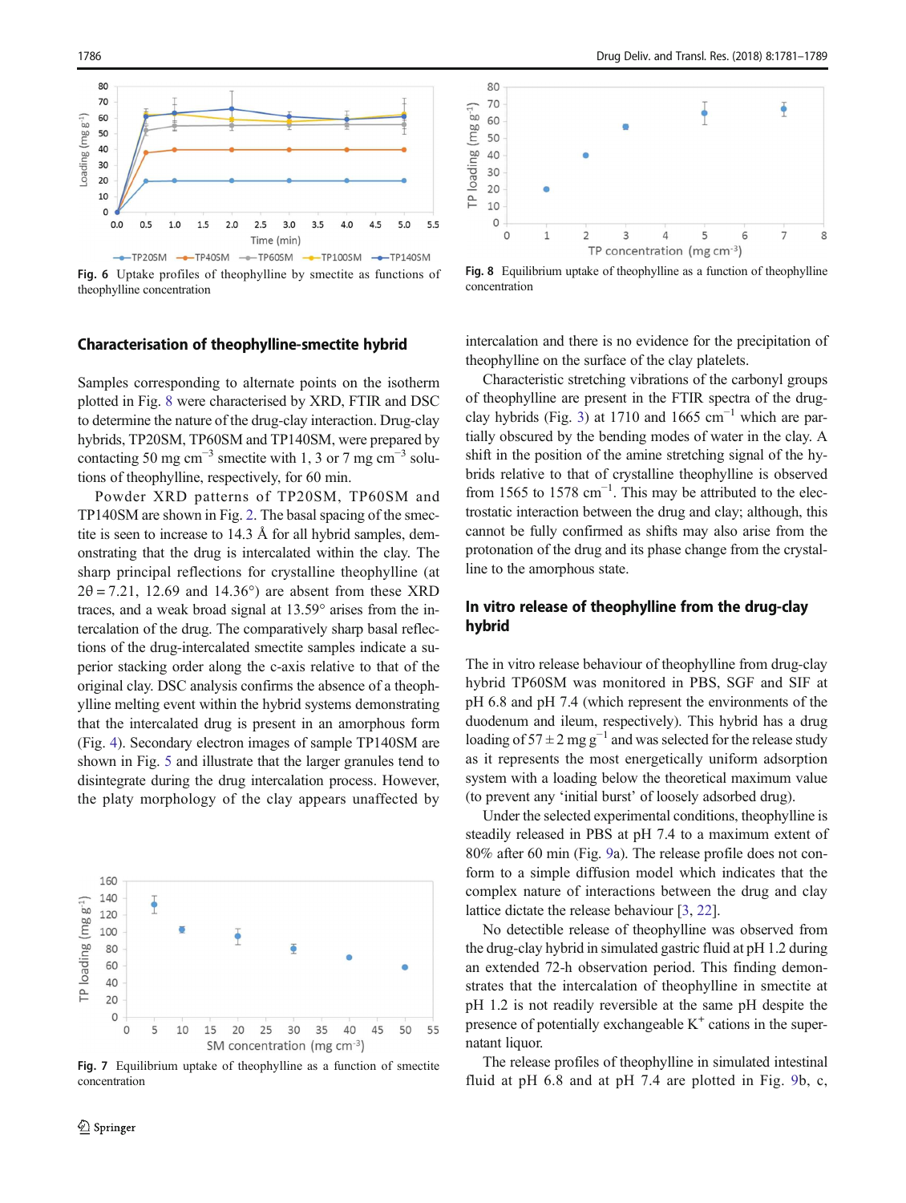Fig. 6 Uptake profiles of theophylline by smectite as functions of theophylline concentration

Fig. 8 Equilibrium uptake of theophylline as a function of theophylline concentration

## Characterisation of theophylline-smectite hybrid

Samples corresponding to alternate points on the isotherm plotted in Fig. 8 were characterised by XRD, FTIR and DSC to determine the nature of the drug-clay interaction. Drug-clay hybrids, TP20SM, TP60SM and TP140SM, were prepared by contacting 50 mg cm$^{-3}$ smectite with 1, 3 or 7 mg cm$^{-3}$ solutions of theophylline, respectively, for 60 min.

Powder XRD patterns of TP20SM, TP60SM and TP140SM are shown in Fig. 2. The basal spacing of the smectite is seen to increase to 14.3 Å for all hybrid samples, demonstrating that the drug is intercalated within the clay. The sharp principal reflections for crystalline theophylline (at 2θ = 7.21, 12.69 and 14.36°) are absent from these XRD traces, and a weak broad signal at 13.59° arises from the intercalation of the drug. The comparatively sharp basal reflections of the drug-intercalated smectite samples indicate a superior stacking order along the c-axis relative to that of the original clay. DSC analysis confirms the absence of a theophylline melting event within the hybrid systems demonstrating that the intercalated drug is present in an amorphous form (Fig. 4). Secondary electron images of sample TP140SM are shown in Fig. 5 and illustrate that the larger granules tend to disintegrate during the drug intercalation process. However, the platy morphology of the clay appears unaffected by intercalation and there is no evidence for the precipitation of theophylline on the surface of the clay platelets.

Characteristic stretching vibrations of the carbonyl groups of theophylline are present in the FTIR spectra of the drug-clay hybrids (Fig. 3) at 1710 and 1665 cm$^{-1}$ which are partially obscured by the bending modes of water in the clay. A shift in the position of the amine stretching signal of the hybrids relative to that of crystalline theophylline is observed from 1565 to 1578 cm$^{-1}$. This may be attributed to the electrostatic interaction between the drug and clay; although, this cannot be fully confirmed as shifts may also arise from the protonation of the drug and its phase change from the crystalline to the amorphous state.

Fig. 7 Equilibrium uptake of theophylline as a function of smectite concentration

## In vitro release of theophylline from the drug-clay hybrid

The in vitro release behaviour of theophylline from drug-clay hybrid TP60SM was monitored in PBS, SGF and SIF at pH 6.8 and pH 7.4 (which represent the environments of the duodenum and ileum, respectively). This hybrid has a drug loading of 57 ± 2 mg g$^{-1}$ and was selected for the release study as it represents the most energetically uniform adsorption system with a loading below the theoretical maximum value (to prevent any 'initial burst' of loosely adsorbed drug).

Under the selected experimental conditions, theophylline is steadily released in PBS at pH 7.4 to a maximum extent of 80% after 60 min (Fig. 9a). The release profile does not conform to a simple diffusion model which indicates that the complex nature of interactions between the drug and clay lattice dictate the release behaviour [3, 22].

No detectible release of theophylline was observed from the drug-clay hybrid in simulated gastric fluid at pH 1.2 during an extended 72-h observation period. This finding demonstrates that the intercalation of theophylline in smectite at pH 1.2 is not readily reversible at the same pH despite the presence of potentially exchangeable K$^{+}$ cations in the supernatant liquor.

The release profiles of theophylline in simulated intestinal fluid at pH 6.8 and at pH 7.4 are plotted in Fig. 9b, c,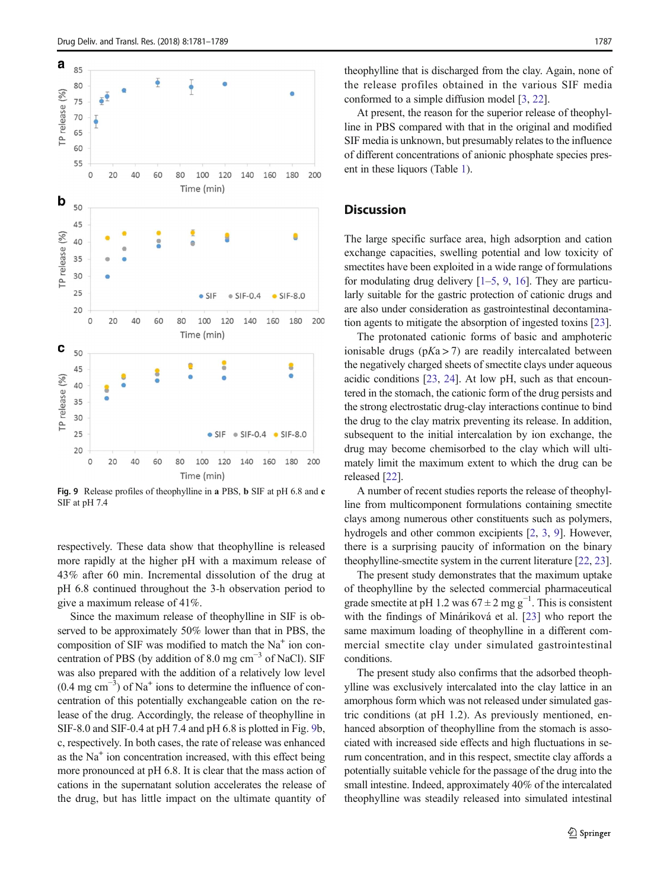Fig. 9 Release profiles of theophylline in **a** PBS, **b** SIF at pH 6.8 and **c** SIF at pH 7.4

respectively. These data show that theophylline is released more rapidly at the higher pH with a maximum release of 43% after 60 min. Incremental dissolution of the drug at pH 6.8 continued throughout the 3-h observation period to give a maximum release of 41%.

Since the maximum release of theophylline in SIF is observed to be approximately 50% lower than that in PBS, the composition of SIF was modified to match the $Na^+$ ion concentration of PBS (by addition of 8.0 mg $cm^{-3}$ of NaCl). SIF was also prepared with the addition of a relatively low level (0.4 mg $cm^{-3}$) of $Na^+$ ions to determine the influence of concentration of this potentially exchangeable cation on the release of the drug. Accordingly, the release of theophylline in SIF-8.0 and SIF-0.4 at pH 7.4 and pH 6.8 is plotted in Fig. 9b, c, respectively. In both cases, the rate of release was enhanced as the $Na^+$ ion concentration increased, with this effect being more pronounced at pH 6.8. It is clear that the mass action of cations in the supernatant solution accelerates the release of the drug, but has little impact on the ultimate quantity of theophylline that is discharged from the clay. Again, none of the release profiles obtained in the various SIF media conformed to a simple diffusion model [3, 22].

At present, the reason for the superior release of theophylline in PBS compared with that in the original and modified SIF media is unknown, but presumably relates to the influence of different concentrations of anionic phosphate species present in these liquors (Table 1).

## Discussion

The large specific surface area, high adsorption and cation exchange capacities, swelling potential and low toxicity of smectites have been exploited in a wide range of formulations for modulating drug delivery [1–5, 9, 16]. They are particularly suitable for the gastric protection of cationic drugs and are also under consideration as gastrointestinal decontamination agents to mitigate the absorption of ingested toxins [23].

The protonated cationic forms of basic and amphoteric ionisable drugs (p*K*a > 7) are readily intercalated between the negatively charged sheets of smectite clays under aqueous acidic conditions [23, 24]. At low pH, such as that encountered in the stomach, the cationic form of the drug persists and the strong electrostatic drug-clay interactions continue to bind the drug to the clay matrix preventing its release. In addition, subsequent to the initial intercalation by ion exchange, the drug may become chemisorbed to the clay which will ultimately limit the maximum extent to which the drug can be released [22].

A number of recent studies reports the release of theophylline from multicomponent formulations containing smectite clays among numerous other constituents such as polymers, hydrogels and other common excipients [2, 3, 9]. However, there is a surprising paucity of information on the binary theophylline-smectite system in the current literature [22, 23].

The present study demonstrates that the maximum uptake of theophylline by the selected commercial pharmaceutical grade smectite at pH 1.2 was 67 ± 2 mg $g^{-1}$. This is consistent with the findings of Mináriková et al. [23] who report the same maximum loading of theophylline in a different commercial smectite clay under simulated gastrointestinal conditions.

The present study also confirms that the adsorbed theophylline was exclusively intercalated into the clay lattice in an amorphous form which was not released under simulated gastric conditions (at pH 1.2). As previously mentioned, enhanced absorption of theophylline from the stomach is associated with increased side effects and high fluctuations in serum concentration, and in this respect, smectite clay affords a potentially suitable vehicle for the passage of the drug into the small intestine. Indeed, approximately 40% of the intercalated theophylline was steadily released into simulated intestinal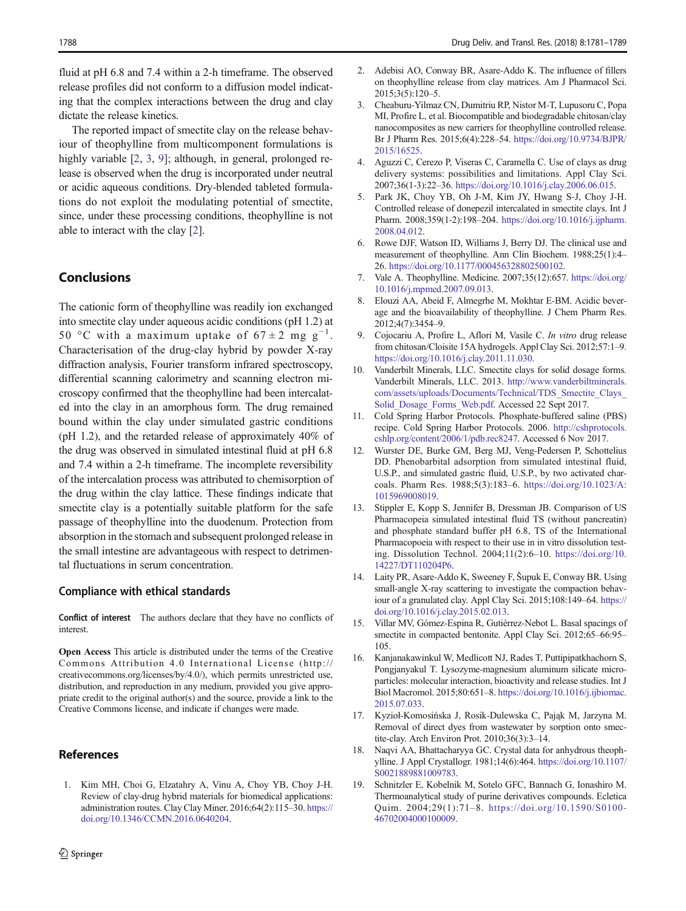fluid at pH 6.8 and 7.4 within a 2-h timeframe. The observed release profiles did not conform to a diffusion model indicating that the complex interactions between the drug and clay dictate the release kinetics.

The reported impact of smectite clay on the release behaviour of theophylline from multicomponent formulations is highly variable [2, 3, 9]; although, in general, prolonged release is observed when the drug is incorporated under neutral or acidic aqueous conditions. Dry-blended tableted formulations do not exploit the modulating potential of smectite, since, under these processing conditions, theophylline is not able to interact with the clay [2].

## Conclusions

The cationic form of theophylline was readily ion exchanged into smectite clay under aqueous acidic conditions (pH 1.2) at 50 °C with a maximum uptake of $67 \pm 2$ mg $g^{-1}$. Characterisation of the drug-clay hybrid by powder X-ray diffraction analysis, Fourier transform infrared spectroscopy, differential scanning calorimetry and scanning electron microscopy confirmed that the theophylline had been intercalated into the clay in an amorphous form. The drug remained bound within the clay under simulated gastric conditions (pH 1.2), and the retarded release of approximately 40% of the drug was observed in simulated intestinal fluid at pH 6.8 and 7.4 within a 2-h timeframe. The incomplete reversibility of the intercalation process was attributed to chemisorption of the drug within the clay lattice. These findings indicate that smectite clay is a potentially suitable platform for the safe passage of theophylline into the duodenum. Protection from absorption in the stomach and subsequent prolonged release in the small intestine are advantageous with respect to detrimental fluctuations in serum concentration.

### Compliance with ethical standards

**Conflict of interest** The authors declare that they have no conflicts of interest.

**Open Access** This article is distributed under the terms of the Creative Commons Attribution 4.0 International License (http://creativecommons.org/licenses/by/4.0/), which permits unrestricted use, distribution, and reproduction in any medium, provided you give appropriate credit to the original author(s) and the source, provide a link to the Creative Commons license, and indicate if changes were made.

## References

1. Kim MH, Choi G, Elzatahry A, Vinu A, Choy YB, Choy J-H. Review of clay-drug hybrid materials for biomedical applications: administration routes. Clay Clay Miner. 2016;64(2):115–30. https://doi.org/10.1346/CCMN.2016.0640204.
2. Adebisi AO, Conway BR, Asare-Addo K. The influence of fillers on theophylline release from clay matrices. Am J Pharmacol Sci. 2015;3(5):120–5.
3. Cheaburu-Yilmaz CN, Dumitriu RP, Nistor M-T, Lupusoru C, Popa MI, Profire L, et al. Biocompatible and biodegradable chitosan/clay nanocomposites as new carriers for theophylline controlled release. Br J Pharm Res. 2015;6(4):228–54. https://doi.org/10.9734/BJPR/2015/16525.
4. Aguzzi C, Cerezo P, Viseras C, Caramella C. Use of clays as drug delivery systems: possibilities and limitations. Appl Clay Sci. 2007;36(1-3):22–36. https://doi.org/10.1016/j.clay.2006.06.015.
5. Park JK, Choy YB, Oh J-M, Kim JY, Hwang S-J, Choy J-H. Controlled release of donepezil intercalated in smectite clays. Int J Pharm. 2008;359(1-2):198–204. https://doi.org/10.1016/j.ijpharm.2008.04.012.
6. Rowe DJF, Watson ID, Williams J, Berry DJ. The clinical use and measurement of theophylline. Ann Clin Biochem. 1988;25(1):4–26. https://doi.org/10.1177/000456328802500102.
7. Vale A. Theophylline. Medicine. 2007;35(12):657. https://doi.org/10.1016/j.mpmed.2007.09.013.
8. Elouzi AA, Abeid F, Almegrhe M, Mokhtar E-BM. Acidic beverage and the bioavailability of theophylline. J Chem Pharm Res. 2012;4(7):3454–9.
9. Cojocariu A, Profire L, Aflori M, Vasile C. *In vitro* drug release from chitosan/Cloisite 15A hydrogels. Appl Clay Sci. 2012;57:1–9. https://doi.org/10.1016/j.clay.2011.11.030.
10. Vanderbilt Minerals, LLC. Smectite clays for solid dosage forms. Vanderbilt Minerals, LLC. 2013. http://www.vanderbiltminerals.com/assets/uploads/Documents/Technical/TDS_Smectite_Clays_Solid_Dosage_Forms_Web.pdf. Accessed 22 Sept 2017.
11. Cold Spring Harbor Protocols. Phosphate-buffered saline (PBS) recipe. Cold Spring Harbor Protocols. 2006. http://cshprotocols.cshlp.org/content/2006/1/pdb.rec8247. Accessed 6 Nov 2017.
12. Wurster DE, Burke GM, Berg MJ, Veng-Pedersen P, Schottelius DD. Phenobarbital adsorption from simulated intestinal fluid, U.S.P., and simulated gastric fluid, U.S.P., by two activated charcoals. Pharm Res. 1988;5(3):183–6. https://doi.org/10.1023/A:1015969008019.
13. Stippler E, Kopp S, Jennifer B, Dressman JB. Comparison of US Pharmacopeia simulated intestinal fluid TS (without pancreatin) and phosphate standard buffer pH 6.8, TS of the International Pharmacopoeia with respect to their use in in vitro dissolution testing. Dissolution Technol. 2004;11(2):6–10. https://doi.org/10.14227/DT110204P6.
14. Laity PR, Asare-Addo K, Sweeney F, Šupuk E, Conway BR. Using small-angle X-ray scattering to investigate the compaction behaviour of a granulated clay. Appl Clay Sci. 2015;108:149–64. https://doi.org/10.1016/j.clay.2015.02.013.
15. Villar MV, Gómez-Espina R, Gutiérrez-Nebot L. Basal spacings of smectite in compacted bentonite. Appl Clay Sci. 2012;65–66:95–105.
16. Kanjanakawinkul W, Medlicott NJ, Rades T, Puttipipatkhachorn S, Pongjanyakul T. Lysozyme-magnesium aluminum silicate microparticles: molecular interaction, bioactivity and release studies. Int J Biol Macromol. 2015;80:651–8. https://doi.org/10.1016/j.ijbiomac.2015.07.033.
17. Kyzioł-Komosińska J, Rosik-Dulewska C, Pająk M, Jarzyna M. Removal of direct dyes from wastewater by sorption onto smectite-clay. Arch Environ Prot. 2010;36(3):3–14.
18. Naqvi AA, Bhattacharyya GC. Crystal data for anhydrous theophylline. J Appl Crystallogr. 1981;14(6):464. https://doi.org/10.1107/S0021889881009783.
19. Schnitzler E, Kobelnik M, Sotelo GFC, Bannach G, Ionashiro M. Thermoanalytical study of purine derivatives compounds. Ecletica Quim. 2004;29(1):71–8. https://doi.org/10.1590/S0100-46702004000100009.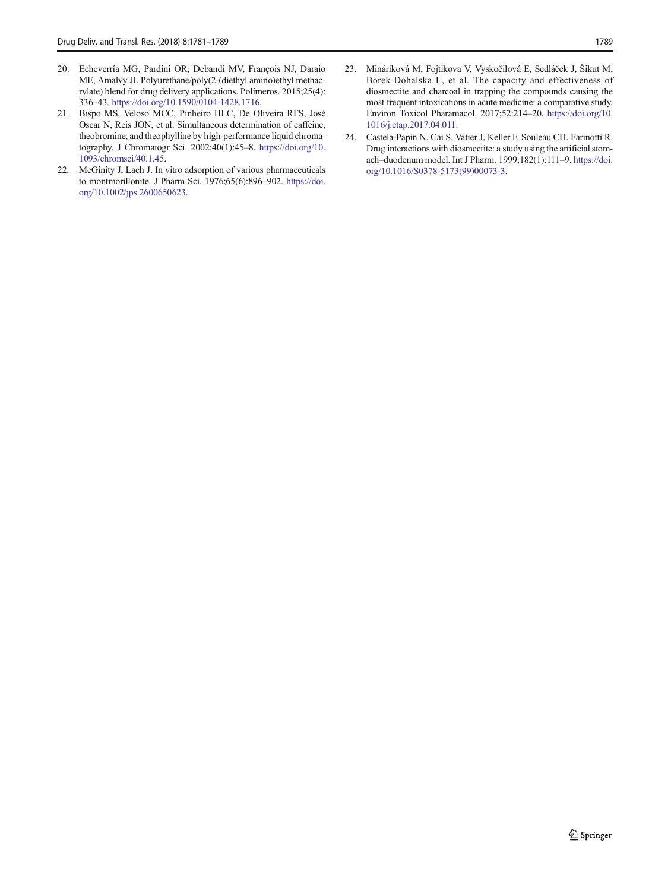20. Echeverría MG, Pardini OR, Debandi MV, François NJ, Daraio ME, Amalvy JI. Polyurethane/poly(2-(diethyl amino)ethyl methacrylate) blend for drug delivery applications. Polímeros. 2015;25(4): 336–43. https://doi.org/10.1590/0104-1428.1716.
21. Bispo MS, Veloso MCC, Pinheiro HLC, De Oliveira RFS, José Oscar N, Reis JON, et al. Simultaneous determination of caffeine, theobromine, and theophylline by high-performance liquid chromatography. J Chromatogr Sci. 2002;40(1):45–8. https://doi.org/10.1093/chromsci/40.1.45.
22. McGinity J, Lach J. In vitro adsorption of various pharmaceuticals to montmorillonite. J Pharm Sci. 1976;65(6):896–902. https://doi.org/10.1002/jps.2600650623.
23. Mináriková M, Fojtikova V, Vyskočilová E, Sedláček J, Šikut M, Borek-Dohalska L, et al. The capacity and effectiveness of diosmectite and charcoal in trapping the compounds causing the most frequent intoxications in acute medicine: a comparative study. Environ Toxicol Pharamacol. 2017;52:214–20. https://doi.org/10.1016/j.etap.2017.04.011.
24. Castela-Papin N, Cai S, Vatier J, Keller F, Souleau CH, Farinotti R. Drug interactions with diosmectite: a study using the artificial stomach–duodenum model. Int J Pharm. 1999;182(1):111–9. https://doi.org/10.1016/S0378-5173(99)00073-3.